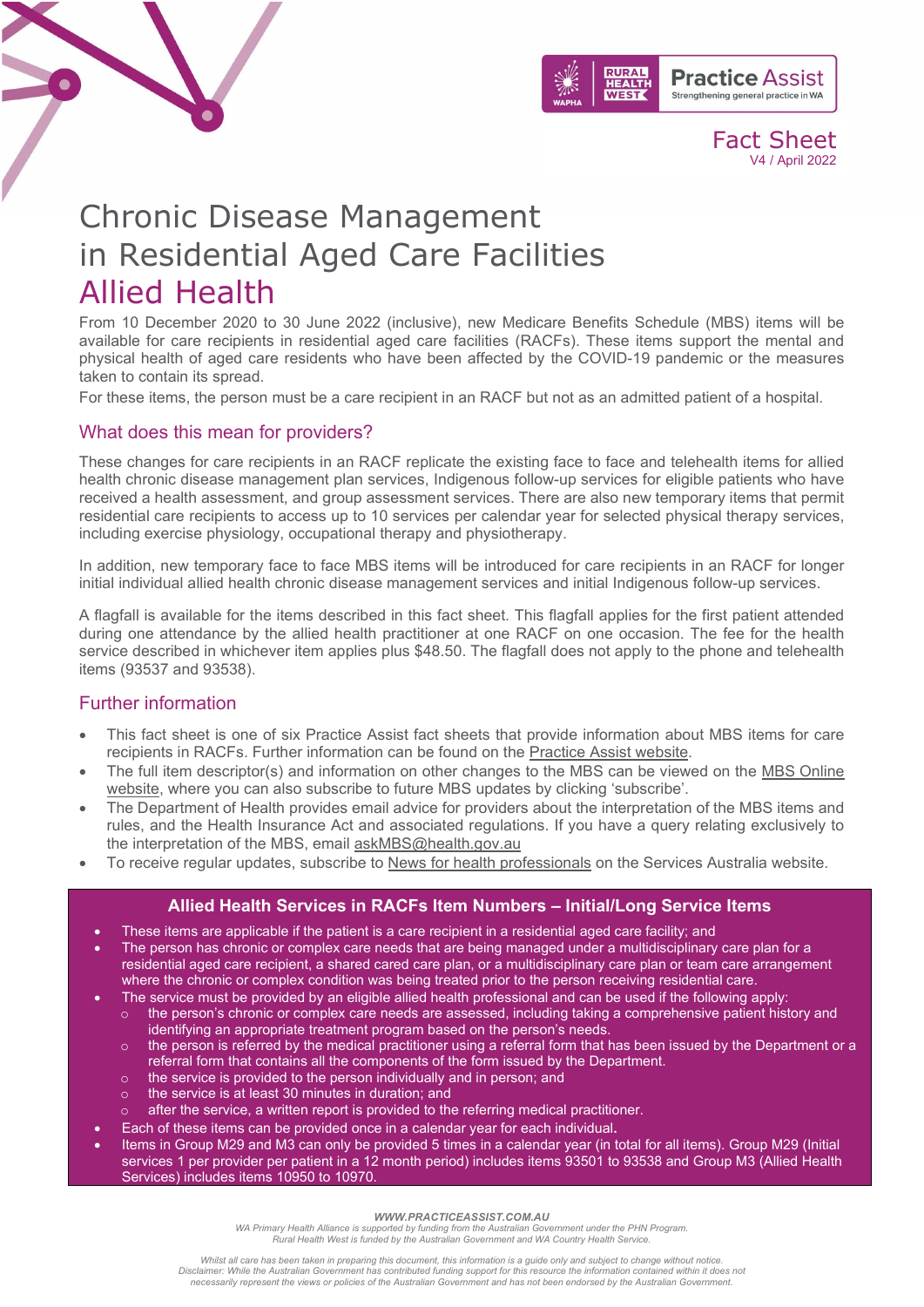Fact Sheet
V4 / April 2022

# Chronic Disease Management in Residential Aged Care Facilities

# Allied Health

From 10 December 2020 to 30 June 2022 (inclusive), new Medicare Benefits Schedule (MBS) items will be available for care recipients in residential aged care facilities (RACFs). These items support the mental and physical health of aged care residents who have been affected by the COVID-19 pandemic or the measures taken to contain its spread.

For these items, the person must be a care recipient in an RACF but not as an admitted patient of a hospital.

## What does this mean for providers?

These changes for care recipients in an RACF replicate the existing face to face and telehealth items for allied health chronic disease management plan services, Indigenous follow-up services for eligible patients who have received a health assessment, and group assessment services. There are also new temporary items that permit residential care recipients to access up to 10 services per calendar year for selected physical therapy services, including exercise physiology, occupational therapy and physiotherapy.

In addition, new temporary face to face MBS items will be introduced for care recipients in an RACF for longer initial individual allied health chronic disease management services and initial Indigenous follow-up services.

A flagfall is available for the items described in this fact sheet. This flagfall applies for the first patient attended during one attendance by the allied health practitioner at one RACF on one occasion. The fee for the health service described in whichever item applies plus $48.50. The flagfall does not apply to the phone and telehealth items (93537 and 93538).

## Further information

- This fact sheet is one of six Practice Assist fact sheets that provide information about MBS items for care recipients in RACFs. Further information can be found on the Practice Assist website.
- The full item descriptor(s) and information on other changes to the MBS can be viewed on the MBS Online website, where you can also subscribe to future MBS updates by clicking 'subscribe'.
- The Department of Health provides email advice for providers about the interpretation of the MBS items and rules, and the Health Insurance Act and associated regulations. If you have a query relating exclusively to the interpretation of the MBS, email askMBS@health.gov.au
- To receive regular updates, subscribe to News for health professionals on the Services Australia website.

### Allied Health Services in RACFs Item Numbers – Initial/Long Service Items

- These items are applicable if the patient is a care recipient in a residential aged care facility; and
- The person has chronic or complex care needs that are being managed under a multidisciplinary care plan for a residential aged care recipient, a shared cared care plan, or a multidisciplinary care plan or team care arrangement where the chronic or complex condition was being treated prior to the person receiving residential care.
- The service must be provided by an eligible allied health professional and can be used if the following apply:
  - the person's chronic or complex care needs are assessed, including taking a comprehensive patient history and identifying an appropriate treatment program based on the person's needs.
  - the person is referred by the medical practitioner using a referral form that has been issued by the Department or a referral form that contains all the components of the form issued by the Department.
  - the service is provided to the person individually and in person; and
  - the service is at least 30 minutes in duration; and
  - after the service, a written report is provided to the referring medical practitioner.
- Each of these items can be provided once in a calendar year for each individual.
- Items in Group M29 and M3 can only be provided 5 times in a calendar year (in total for all items). Group M29 (Initial services 1 per provider per patient in a 12 month period) includes items 93501 to 93538 and Group M3 (Allied Health Services) includes items 10950 to 10970.

*WWW.PRACTICEASSIST.COM.AU*

*WA Primary Health Alliance is supported by funding from the Australian Government under the PHN Program. Rural Health West is funded by the Australian Government and WA Country Health Service.*

*Whilst all care has been taken in preparing this document, this information is a guide only and subject to change without notice. Disclaimer: While the Australian Government has contributed funding support for this resource the information contained within it does not necessarily represent the views or policies of the Australian Government and has not been endorsed by the Australian Government.*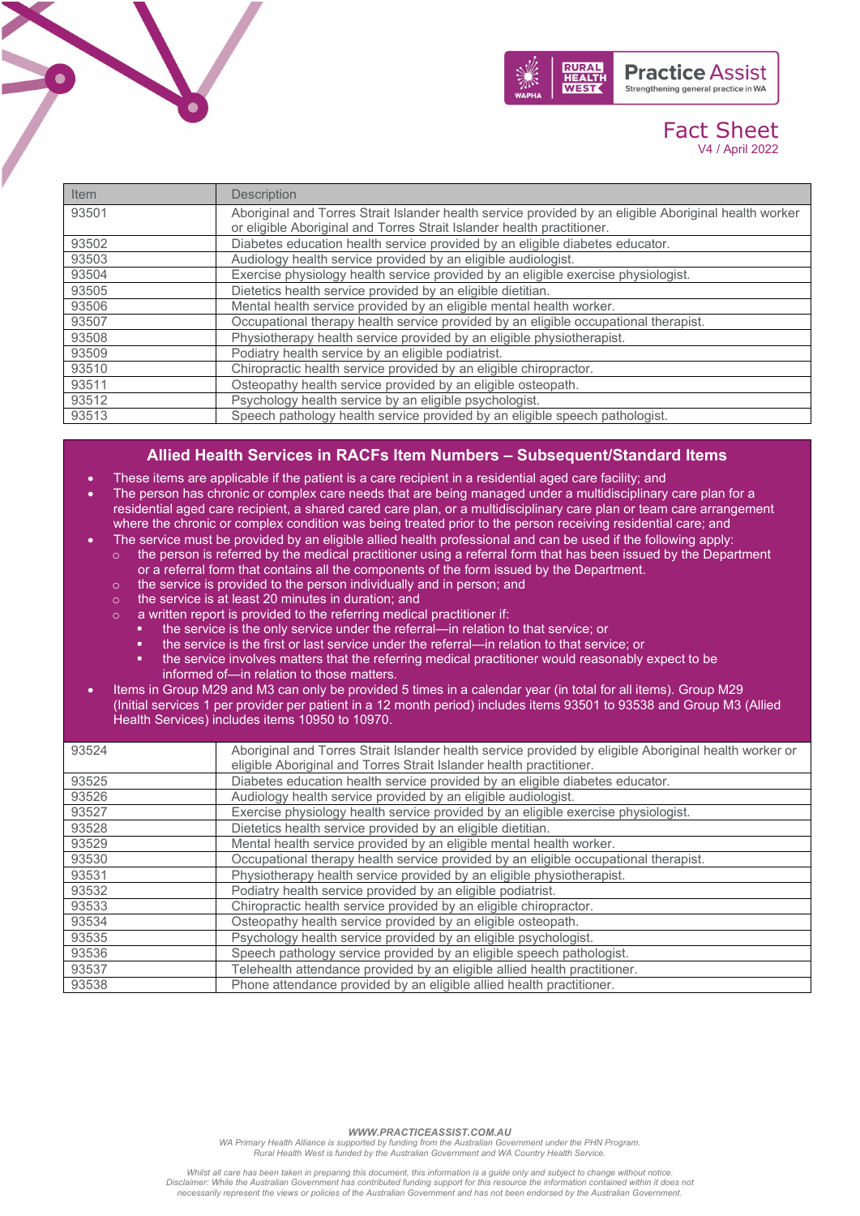| Item | Description |
|---|---|
| 93501 | Aboriginal and Torres Strait Islander health service provided by an eligible Aboriginal health worker or eligible Aboriginal and Torres Strait Islander health practitioner. |
| 93502 | Diabetes education health service provided by an eligible diabetes educator. |
| 93503 | Audiology health service provided by an eligible audiologist. |
| 93504 | Exercise physiology health service provided by an eligible exercise physiologist. |
| 93505 | Dietetics health service provided by an eligible dietitian. |
| 93506 | Mental health service provided by an eligible mental health worker. |
| 93507 | Occupational therapy health service provided by an eligible occupational therapist. |
| 93508 | Physiotherapy health service provided by an eligible physiotherapist. |
| 93509 | Podiatry health service by an eligible podiatrist. |
| 93510 | Chiropractic health service provided by an eligible chiropractor. |
| 93511 | Osteopathy health service provided by an eligible osteopath. |
| 93512 | Psychology health service by an eligible psychologist. |
| 93513 | Speech pathology health service provided by an eligible speech pathologist. |

## Allied Health Services in RACFs Item Numbers – Subsequent/Standard Items

- These items are applicable if the patient is a care recipient in a residential aged care facility; and
- The person has chronic or complex care needs that are being managed under a multidisciplinary care plan for a residential aged care recipient, a shared cared care plan, or a multidisciplinary care plan or team care arrangement where the chronic or complex condition was being treated prior to the person receiving residential care; and
- The service must be provided by an eligible allied health professional and can be used if the following apply:
  - the person is referred by the medical practitioner using a referral form that has been issued by the Department or a referral form that contains all the components of the form issued by the Department.
  - the service is provided to the person individually and in person; and
  - the service is at least 20 minutes in duration; and
  - a written report is provided to the referring medical practitioner if:
    - the service is the only service under the referral—in relation to that service; or
    - the service is the first or last service under the referral—in relation to that service; or
    - the service involves matters that the referring medical practitioner would reasonably expect to be informed of—in relation to those matters.
- Items in Group M29 and M3 can only be provided 5 times in a calendar year (in total for all items). Group M29 (Initial services 1 per provider per patient in a 12 month period) includes items 93501 to 93538 and Group M3 (Allied Health Services) includes items 10950 to 10970.

| Item | Description |
|---|---|
| 93524 | Aboriginal and Torres Strait Islander health service provided by eligible Aboriginal health worker or eligible Aboriginal and Torres Strait Islander health practitioner. |
| 93525 | Diabetes education health service provided by an eligible diabetes educator. |
| 93526 | Audiology health service provided by an eligible audiologist. |
| 93527 | Exercise physiology health service provided by an eligible exercise physiologist. |
| 93528 | Dietetics health service provided by an eligible dietitian. |
| 93529 | Mental health service provided by an eligible mental health worker. |
| 93530 | Occupational therapy health service provided by an eligible occupational therapist. |
| 93531 | Physiotherapy health service provided by an eligible physiotherapist. |
| 93532 | Podiatry health service provided by an eligible podiatrist. |
| 93533 | Chiropractic health service provided by an eligible chiropractor. |
| 93534 | Osteopathy health service provided by an eligible osteopath. |
| 93535 | Psychology health service provided by an eligible psychologist. |
| 93536 | Speech pathology service provided by an eligible speech pathologist. |
| 93537 | Telehealth attendance provided by an eligible allied health practitioner. |
| 93538 | Phone attendance provided by an eligible allied health practitioner. |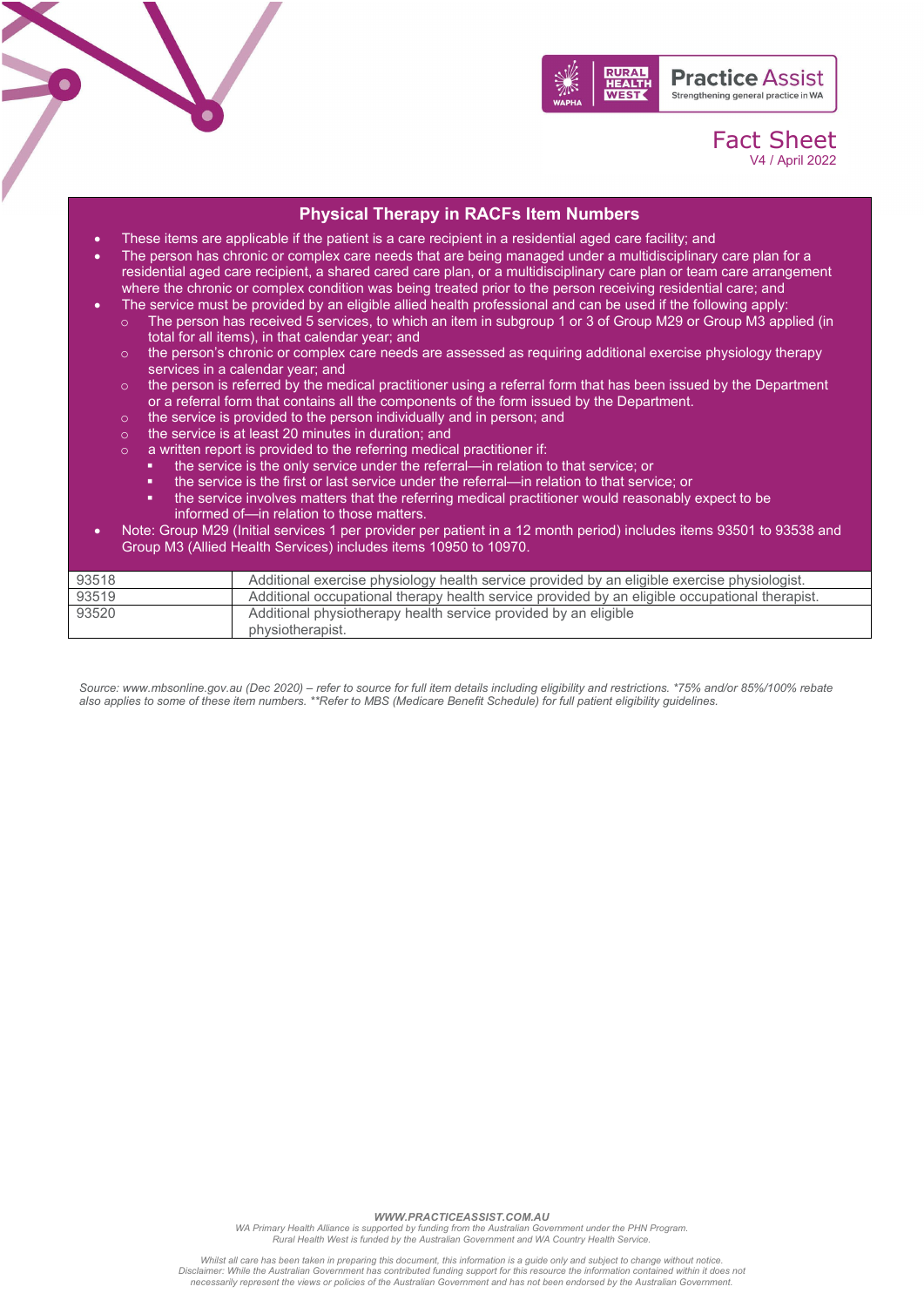Fact Sheet
V4 / April 2022

## Physical Therapy in RACFs Item Numbers

- These items are applicable if the patient is a care recipient in a residential aged care facility; and
- The person has chronic or complex care needs that are being managed under a multidisciplinary care plan for a residential aged care recipient, a shared cared care plan, or a multidisciplinary care plan or team care arrangement where the chronic or complex condition was being treated prior to the person receiving residential care; and
- The service must be provided by an eligible allied health professional and can be used if the following apply:
  - The person has received 5 services, to which an item in subgroup 1 or 3 of Group M29 or Group M3 applied (in total for all items), in that calendar year; and
  - the person's chronic or complex care needs are assessed as requiring additional exercise physiology therapy services in a calendar year; and
  - the person is referred by the medical practitioner using a referral form that has been issued by the Department or a referral form that contains all the components of the form issued by the Department.
  - the service is provided to the person individually and in person; and
  - the service is at least 20 minutes in duration; and
  - a written report is provided to the referring medical practitioner if:
    - the service is the only service under the referral—in relation to that service; or
    - the service is the first or last service under the referral—in relation to that service; or
    - the service involves matters that the referring medical practitioner would reasonably expect to be informed of—in relation to those matters.
- Note: Group M29 (Initial services 1 per provider per patient in a 12 month period) includes items 93501 to 93538 and Group M3 (Allied Health Services) includes items 10950 to 10970.

| | |
|---|---|
| 93518 | Additional exercise physiology health service provided by an eligible exercise physiologist. |
| 93519 | Additional occupational therapy health service provided by an eligible occupational therapist. |
| 93520 | Additional physiotherapy health service provided by an eligible physiotherapist. |

*Source: www.mbsonline.gov.au (Dec 2020) – refer to source for full item details including eligibility and restrictions. *75% and/or 85%/100% rebate also applies to some of these item numbers. **Refer to MBS (Medicare Benefit Schedule) for full patient eligibility guidelines.*

***WWW.PRACTICEASSIST.COM.AU***

*WA Primary Health Alliance is supported by funding from the Australian Government under the PHN Program.*
*Rural Health West is funded by the Australian Government and WA Country Health Service.*

*Whilst all care has been taken in preparing this document, this information is a guide only and subject to change without notice.*
*Disclaimer: While the Australian Government has contributed funding support for this resource the information contained within it does not necessarily represent the views or policies of the Australian Government and has not been endorsed by the Australian Government.*